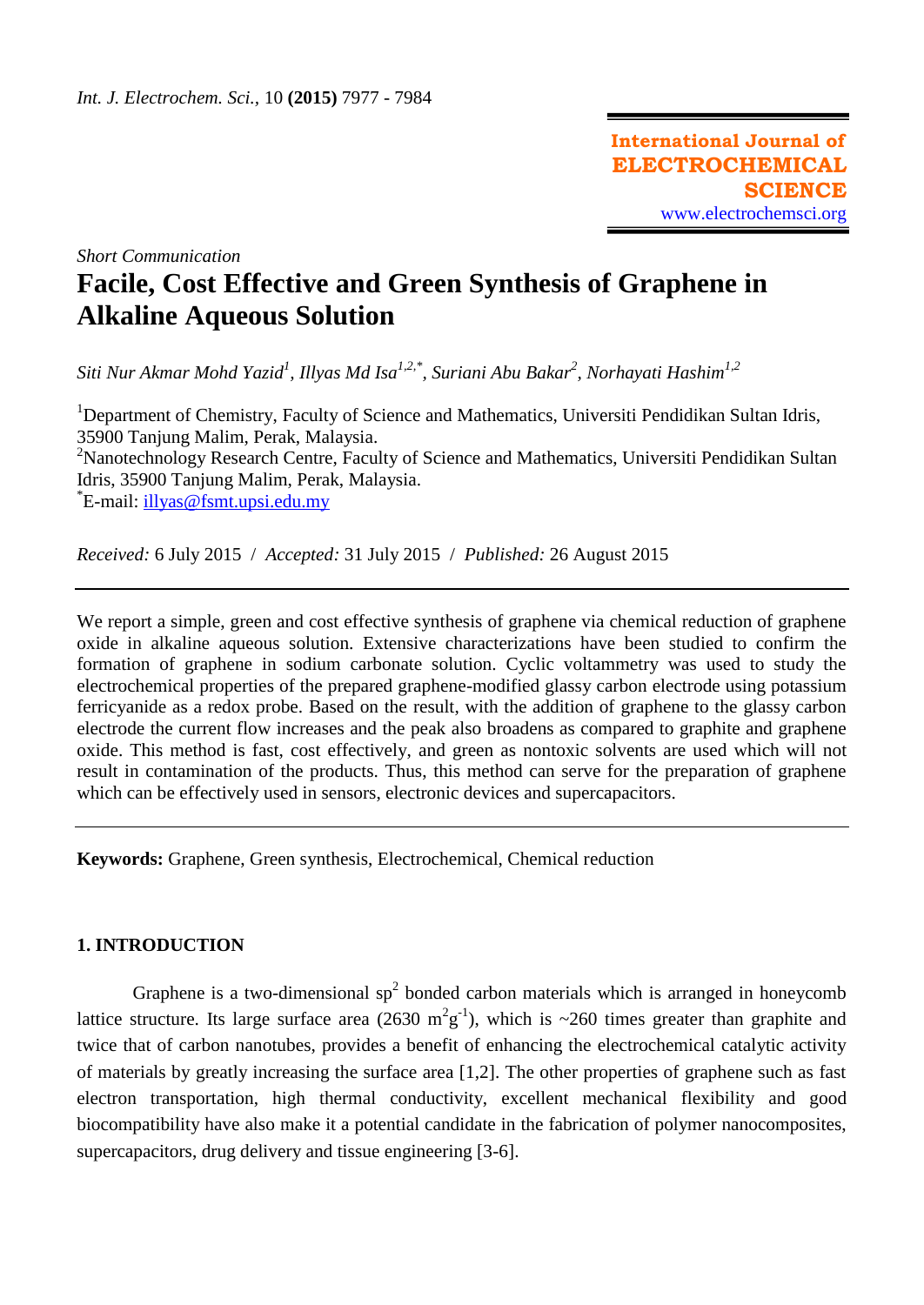*Short Communication*

# Facile, Cost Effective and Green Synthesis of Graphene in Alkaline Aqueous Solution

*Siti Nur Akmar Mohd Yazid[1], Illyas Md Isa[1,2,*], Suriani Abu Bakar[2], Norhayati Hashim[1,2]*

[1]Department of Chemistry, Faculty of Science and Mathematics, Universiti Pendidikan Sultan Idris, 35900 Tanjung Malim, Perak, Malaysia.
[2]Nanotechnology Research Centre, Faculty of Science and Mathematics, Universiti Pendidikan Sultan Idris, 35900 Tanjung Malim, Perak, Malaysia.
[*]E-mail: illyas@fsmt.upsi.edu.my

*Received:* 6 July 2015 / *Accepted:* 31 July 2015 / *Published:* 26 August 2015

---

We report a simple, green and cost effective synthesis of graphene via chemical reduction of graphene oxide in alkaline aqueous solution. Extensive characterizations have been studied to confirm the formation of graphene in sodium carbonate solution. Cyclic voltammetry was used to study the electrochemical properties of the prepared graphene-modified glassy carbon electrode using potassium ferricyanide as a redox probe. Based on the result, with the addition of graphene to the glassy carbon electrode the current flow increases and the peak also broadens as compared to graphite and graphene oxide. This method is fast, cost effectively, and green as nontoxic solvents are used which will not result in contamination of the products. Thus, this method can serve for the preparation of graphene which can be effectively used in sensors, electronic devices and supercapacitors.

---

**Keywords:** Graphene, Green synthesis, Electrochemical, Chemical reduction

## 1. INTRODUCTION

Graphene is a two-dimensional $sp^2$ bonded carbon materials which is arranged in honeycomb lattice structure. Its large surface area (2630 $m^2g^{-1}$), which is ~260 times greater than graphite and twice that of carbon nanotubes, provides a benefit of enhancing the electrochemical catalytic activity of materials by greatly increasing the surface area [1,2]. The other properties of graphene such as fast electron transportation, high thermal conductivity, excellent mechanical flexibility and good biocompatibility have also make it a potential candidate in the fabrication of polymer nanocomposites, supercapacitors, drug delivery and tissue engineering [3-6].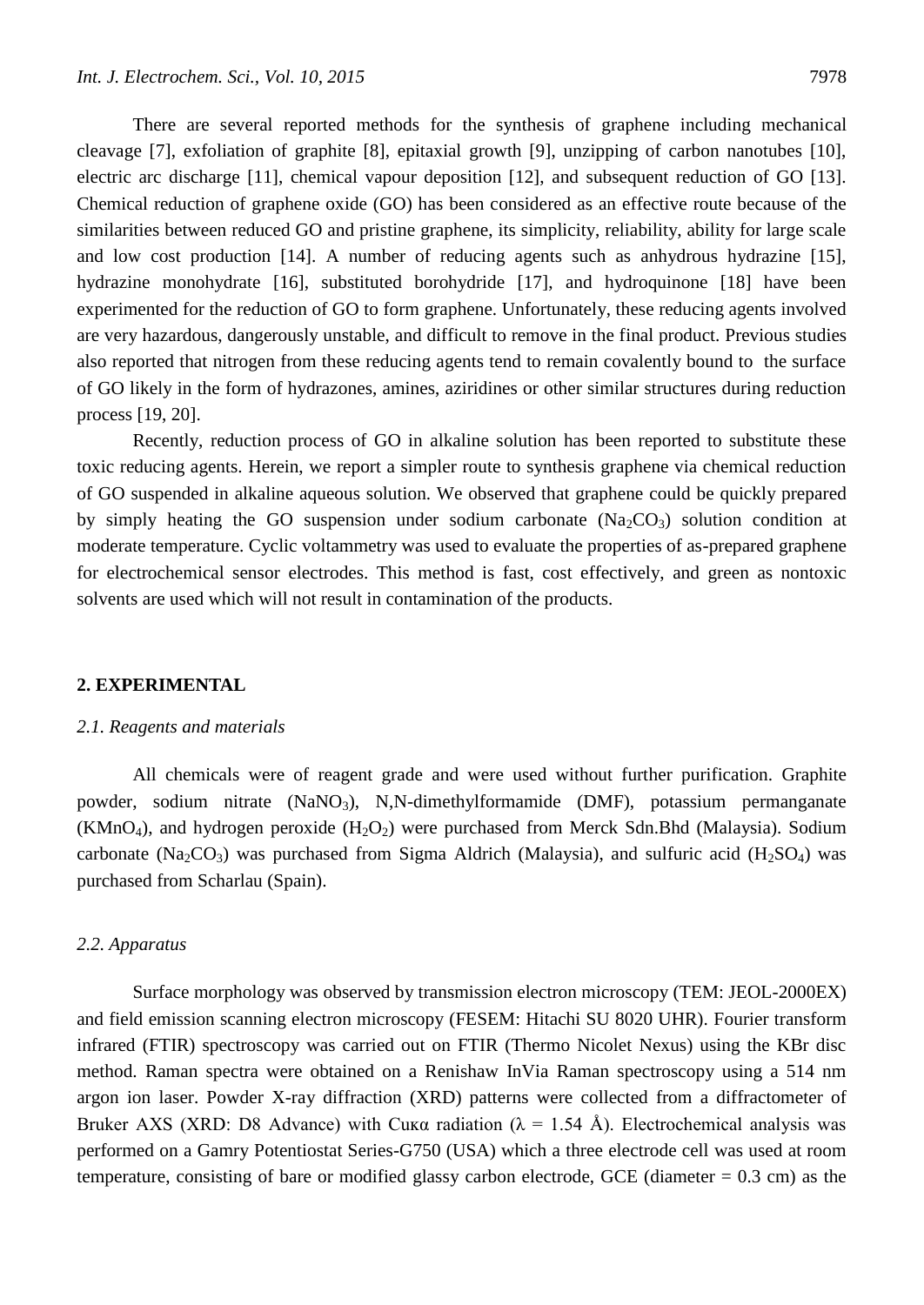There are several reported methods for the synthesis of graphene including mechanical cleavage [7], exfoliation of graphite [8], epitaxial growth [9], unzipping of carbon nanotubes [10], electric arc discharge [11], chemical vapour deposition [12], and subsequent reduction of GO [13]. Chemical reduction of graphene oxide (GO) has been considered as an effective route because of the similarities between reduced GO and pristine graphene, its simplicity, reliability, ability for large scale and low cost production [14]. A number of reducing agents such as anhydrous hydrazine [15], hydrazine monohydrate [16], substituted borohydride [17], and hydroquinone [18] have been experimented for the reduction of GO to form graphene. Unfortunately, these reducing agents involved are very hazardous, dangerously unstable, and difficult to remove in the final product. Previous studies also reported that nitrogen from these reducing agents tend to remain covalently bound to the surface of GO likely in the form of hydrazones, amines, aziridines or other similar structures during reduction process [19, 20].

Recently, reduction process of GO in alkaline solution has been reported to substitute these toxic reducing agents. Herein, we report a simpler route to synthesis graphene via chemical reduction of GO suspended in alkaline aqueous solution. We observed that graphene could be quickly prepared by simply heating the GO suspension under sodium carbonate ($Na_2CO_3$) solution condition at moderate temperature. Cyclic voltammetry was used to evaluate the properties of as-prepared graphene for electrochemical sensor electrodes. This method is fast, cost effectively, and green as nontoxic solvents are used which will not result in contamination of the products.

## 2. EXPERIMENTAL

### *2.1. Reagents and materials*

All chemicals were of reagent grade and were used without further purification. Graphite powder, sodium nitrate ($NaNO_3$), N,N-dimethylformamide (DMF), potassium permanganate ($KMnO_4$), and hydrogen peroxide ($H_2O_2$) were purchased from Merck Sdn.Bhd (Malaysia). Sodium carbonate ($Na_2CO_3$) was purchased from Sigma Aldrich (Malaysia), and sulfuric acid ($H_2SO_4$) was purchased from Scharlau (Spain).

### *2.2. Apparatus*

Surface morphology was observed by transmission electron microscopy (TEM: JEOL-2000EX) and field emission scanning electron microscopy (FESEM: Hitachi SU 8020 UHR). Fourier transform infrared (FTIR) spectroscopy was carried out on FTIR (Thermo Nicolet Nexus) using the KBr disc method. Raman spectra were obtained on a Renishaw InVia Raman spectroscopy using a 514 nm argon ion laser. Powder X-ray diffraction (XRD) patterns were collected from a diffractometer of Bruker AXS (XRD: D8 Advance) with Cuκα radiation ($\lambda$ = 1.54 Å). Electrochemical analysis was performed on a Gamry Potentiostat Series-G750 (USA) which a three electrode cell was used at room temperature, consisting of bare or modified glassy carbon electrode, GCE (diameter = 0.3 cm) as the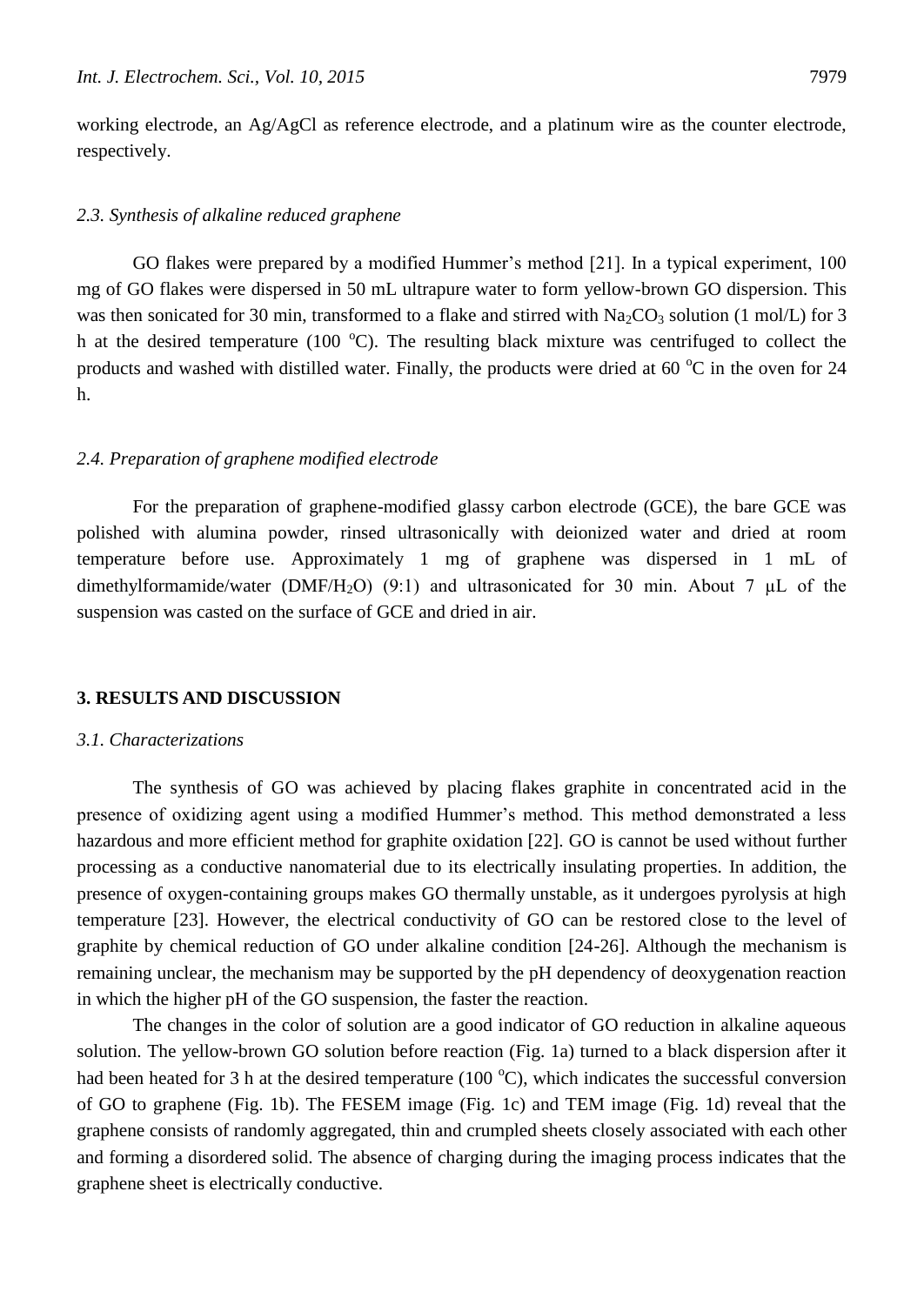working electrode, an Ag/AgCl as reference electrode, and a platinum wire as the counter electrode, respectively.

### *2.3. Synthesis of alkaline reduced graphene*

GO flakes were prepared by a modified Hummer's method [21]. In a typical experiment, 100 mg of GO flakes were dispersed in 50 mL ultrapure water to form yellow-brown GO dispersion. This was then sonicated for 30 min, transformed to a flake and stirred with $Na_2CO_3$ solution (1 mol/L) for 3 h at the desired temperature (100 °C). The resulting black mixture was centrifuged to collect the products and washed with distilled water. Finally, the products were dried at 60 °C in the oven for 24 h.

### *2.4. Preparation of graphene modified electrode*

For the preparation of graphene-modified glassy carbon electrode (GCE), the bare GCE was polished with alumina powder, rinsed ultrasonically with deionized water and dried at room temperature before use. Approximately 1 mg of graphene was dispersed in 1 mL of dimethylformamide/water (DMF/$H_2O$) (9:1) and ultrasonicated for 30 min. About 7 μL of the suspension was casted on the surface of GCE and dried in air.

## **3. RESULTS AND DISCUSSION**

### *3.1. Characterizations*

The synthesis of GO was achieved by placing flakes graphite in concentrated acid in the presence of oxidizing agent using a modified Hummer's method. This method demonstrated a less hazardous and more efficient method for graphite oxidation [22]. GO is cannot be used without further processing as a conductive nanomaterial due to its electrically insulating properties. In addition, the presence of oxygen-containing groups makes GO thermally unstable, as it undergoes pyrolysis at high temperature [23]. However, the electrical conductivity of GO can be restored close to the level of graphite by chemical reduction of GO under alkaline condition [24-26]. Although the mechanism is remaining unclear, the mechanism may be supported by the pH dependency of deoxygenation reaction in which the higher pH of the GO suspension, the faster the reaction.

The changes in the color of solution are a good indicator of GO reduction in alkaline aqueous solution. The yellow-brown GO solution before reaction (Fig. 1a) turned to a black dispersion after it had been heated for 3 h at the desired temperature (100 °C), which indicates the successful conversion of GO to graphene (Fig. 1b). The FESEM image (Fig. 1c) and TEM image (Fig. 1d) reveal that the graphene consists of randomly aggregated, thin and crumpled sheets closely associated with each other and forming a disordered solid. The absence of charging during the imaging process indicates that the graphene sheet is electrically conductive.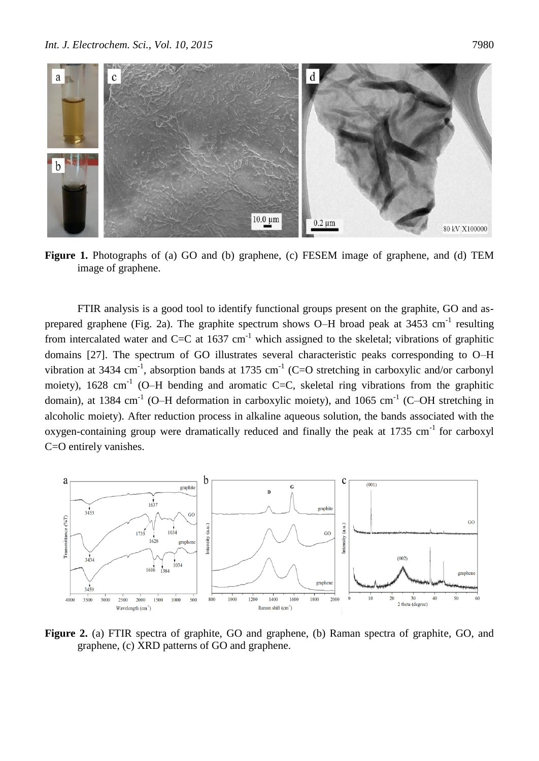**Figure 1.** Photographs of (a) GO and (b) graphene, (c) FESEM image of graphene, and (d) TEM image of graphene.

FTIR analysis is a good tool to identify functional groups present on the graphite, GO and as-prepared graphene (Fig. 2a). The graphite spectrum shows O–H broad peak at 3453 $cm^{-1}$ resulting from intercalated water and C=C at 1637 $cm^{-1}$ which assigned to the skeletal; vibrations of graphitic domains [27]. The spectrum of GO illustrates several characteristic peaks corresponding to O–H vibration at 3434 $cm^{-1}$, absorption bands at 1735 $cm^{-1}$ (C=O stretching in carboxylic and/or carbonyl moiety), 1628 $cm^{-1}$ (O–H bending and aromatic C=C, skeletal ring vibrations from the graphitic domain), at 1384 $cm^{-1}$ (O–H deformation in carboxylic moiety), and 1065 $cm^{-1}$ (C–OH stretching in alcoholic moiety). After reduction process in alkaline aqueous solution, the bands associated with the oxygen-containing group were dramatically reduced and finally the peak at 1735 $cm^{-1}$ for carboxyl C=O entirely vanishes.

**Figure 2.** (a) FTIR spectra of graphite, GO and graphene, (b) Raman spectra of graphite, GO, and graphene, (c) XRD patterns of GO and graphene.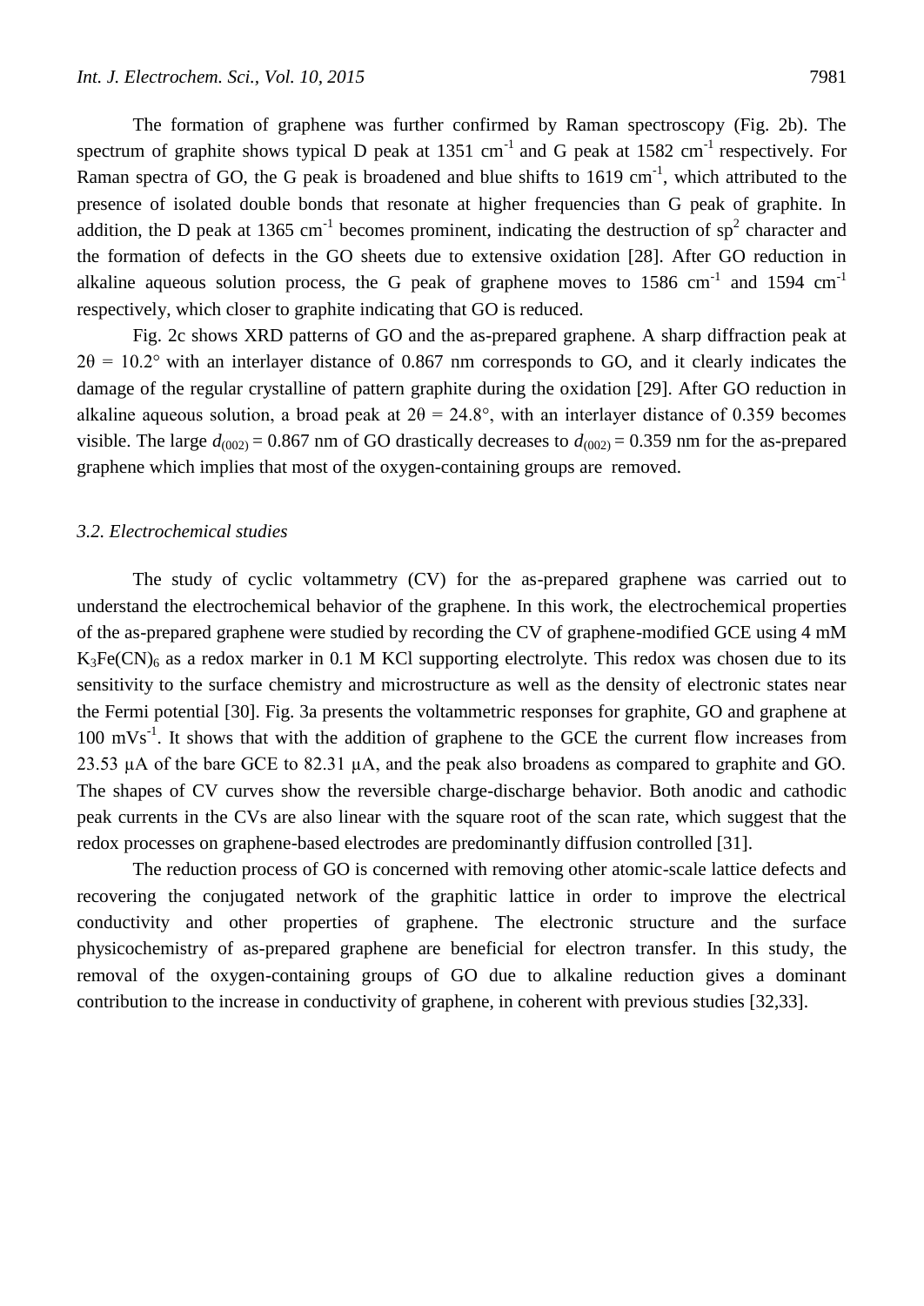The formation of graphene was further confirmed by Raman spectroscopy (Fig. 2b). The spectrum of graphite shows typical D peak at 1351 $cm^{-1}$ and G peak at 1582 $cm^{-1}$ respectively. For Raman spectra of GO, the G peak is broadened and blue shifts to 1619 $cm^{-1}$, which attributed to the presence of isolated double bonds that resonate at higher frequencies than G peak of graphite. In addition, the D peak at 1365 $cm^{-1}$ becomes prominent, indicating the destruction of $sp^2$ character and the formation of defects in the GO sheets due to extensive oxidation [28]. After GO reduction in alkaline aqueous solution process, the G peak of graphene moves to 1586 $cm^{-1}$ and 1594 $cm^{-1}$ respectively, which closer to graphite indicating that GO is reduced.

Fig. 2c shows XRD patterns of GO and the as-prepared graphene. A sharp diffraction peak at $2\theta = 10.2°$ with an interlayer distance of 0.867 nm corresponds to GO, and it clearly indicates the damage of the regular crystalline of pattern graphite during the oxidation [29]. After GO reduction in alkaline aqueous solution, a broad peak at $2\theta = 24.8°$, with an interlayer distance of 0.359 becomes visible. The large $d_{(002)} = 0.867$ nm of GO drastically decreases to $d_{(002)} = 0.359$ nm for the as-prepared graphene which implies that most of the oxygen-containing groups are removed.

### *3.2. Electrochemical studies*

The study of cyclic voltammetry (CV) for the as-prepared graphene was carried out to understand the electrochemical behavior of the graphene. In this work, the electrochemical properties of the as-prepared graphene were studied by recording the CV of graphene-modified GCE using 4 mM $K_3Fe(CN)_6$ as a redox marker in 0.1 M KCl supporting electrolyte. This redox was chosen due to its sensitivity to the surface chemistry and microstructure as well as the density of electronic states near the Fermi potential [30]. Fig. 3a presents the voltammetric responses for graphite, GO and graphene at 100 $mVs^{-1}$. It shows that with the addition of graphene to the GCE the current flow increases from 23.53 μA of the bare GCE to 82.31 μA, and the peak also broadens as compared to graphite and GO. The shapes of CV curves show the reversible charge-discharge behavior. Both anodic and cathodic peak currents in the CVs are also linear with the square root of the scan rate, which suggest that the redox processes on graphene-based electrodes are predominantly diffusion controlled [31].

The reduction process of GO is concerned with removing other atomic-scale lattice defects and recovering the conjugated network of the graphitic lattice in order to improve the electrical conductivity and other properties of graphene. The electronic structure and the surface physicochemistry of as-prepared graphene are beneficial for electron transfer. In this study, the removal of the oxygen-containing groups of GO due to alkaline reduction gives a dominant contribution to the increase in conductivity of graphene, in coherent with previous studies [32,33].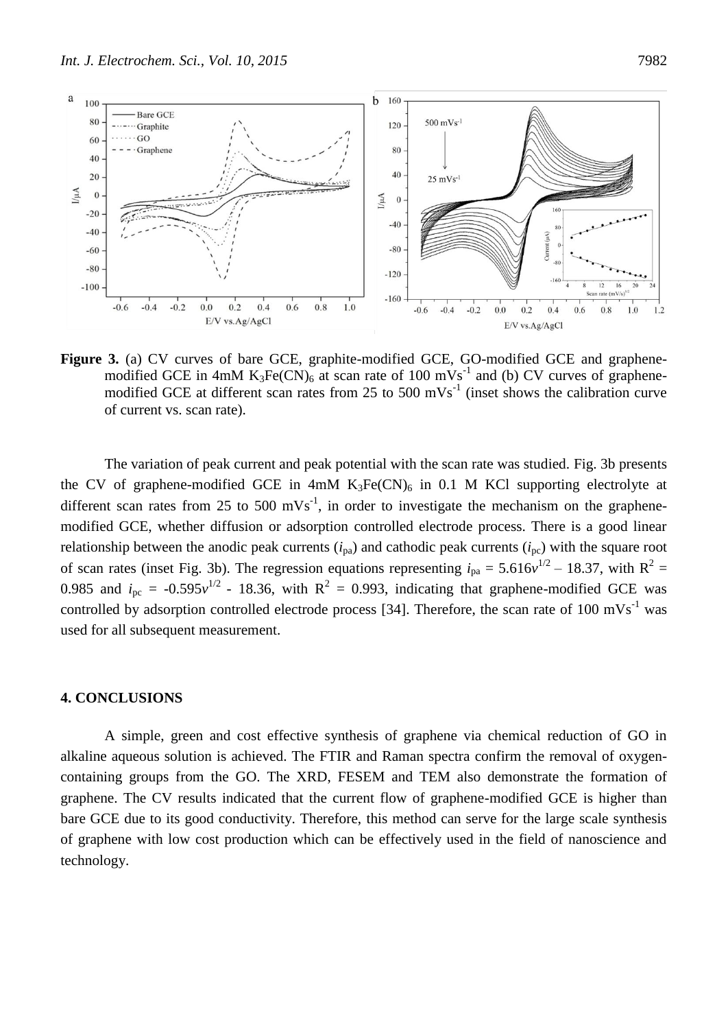**Figure 3.** (a) CV curves of bare GCE, graphite-modified GCE, GO-modified GCE and graphene-modified GCE in 4mM $K_3Fe(CN)_6$ at scan rate of 100 $mVs^{-1}$ and (b) CV curves of graphene-modified GCE at different scan rates from 25 to 500 $mVs^{-1}$ (inset shows the calibration curve of current vs. scan rate).

The variation of peak current and peak potential with the scan rate was studied. Fig. 3b presents the CV of graphene-modified GCE in 4mM $K_3Fe(CN)_6$ in 0.1 M KCl supporting electrolyte at different scan rates from 25 to 500 $mVs^{-1}$, in order to investigate the mechanism on the graphene-modified GCE, whether diffusion or adsorption controlled electrode process. There is a good linear relationship between the anodic peak currents ($i_{pa}$) and cathodic peak currents ($i_{pc}$) with the square root of scan rates (inset Fig. 3b). The regression equations representing $i_{pa} = 5.616v^{1/2} – 18.37$, with $R^2$ = 0.985 and $i_{pc} = -0.595v^{1/2} - 18.36$, with $R^2$ = 0.993, indicating that graphene-modified GCE was controlled by adsorption controlled electrode process [34]. Therefore, the scan rate of 100 $mVs^{-1}$ was used for all subsequent measurement.

## 4. CONCLUSIONS

A simple, green and cost effective synthesis of graphene via chemical reduction of GO in alkaline aqueous solution is achieved. The FTIR and Raman spectra confirm the removal of oxygen-containing groups from the GO. The XRD, FESEM and TEM also demonstrate the formation of graphene. The CV results indicated that the current flow of graphene-modified GCE is higher than bare GCE due to its good conductivity. Therefore, this method can serve for the large scale synthesis of graphene with low cost production which can be effectively used in the field of nanoscience and technology.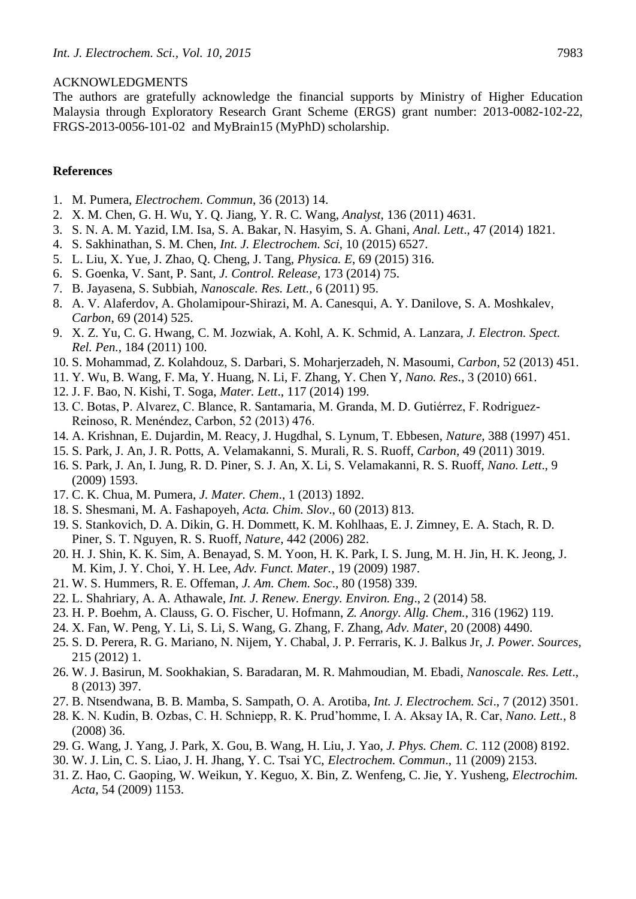ACKNOWLEDGMENTS

The authors are gratefully acknowledge the financial supports by Ministry of Higher Education Malaysia through Exploratory Research Grant Scheme (ERGS) grant number: 2013-0082-102-22, FRGS-2013-0056-101-02 and MyBrain15 (MyPhD) scholarship.

## References

1. M. Pumera, *Electrochem. Commun*, 36 (2013) 14.
2. X. M. Chen, G. H. Wu, Y. Q. Jiang, Y. R. C. Wang, *Analyst*, 136 (2011) 4631.
3. S. N. A. M. Yazid, I.M. Isa, S. A. Bakar, N. Hasyim, S. A. Ghani, *Anal. Lett*., 47 (2014) 1821.
4. S. Sakhinathan, S. M. Chen, *Int. J. Electrochem. Sci*, 10 (2015) 6527.
5. L. Liu, X. Yue, J. Zhao, Q. Cheng, J. Tang, *Physica. E*, 69 (2015) 316.
6. S. Goenka, V. Sant, P. Sant, *J. Control. Release*, 173 (2014) 75.
7. B. Jayasena, S. Subbiah, *Nanoscale. Res. Lett.*, 6 (2011) 95.
8. A. V. Alaferdov, A. Gholamipour-Shirazi, M. A. Canesqui, A. Y. Danilove, S. A. Moshkalev, *Carbon*, 69 (2014) 525.
9. X. Z. Yu, C. G. Hwang, C. M. Jozwiak, A. Kohl, A. K. Schmid, A. Lanzara, *J. Electron. Spect. Rel. Pen.*, 184 (2011) 100.
10. S. Mohammad, Z. Kolahdouz, S. Darbari, S. Moharjerzadeh, N. Masoumi, *Carbon*, 52 (2013) 451.
11. Y. Wu, B. Wang, F. Ma, Y. Huang, N. Li, F. Zhang, Y. Chen Y, *Nano. Res*., 3 (2010) 661.
12. J. F. Bao, N. Kishi, T. Soga, *Mater. Lett*., 117 (2014) 199.
13. C. Botas, P. Alvarez, C. Blance, R. Santamaria, M. Granda, M. D. Gutiérrez, F. Rodriguez-Reinoso, R. Menéndez, Carbon, 52 (2013) 476.
14. A. Krishnan, E. Dujardin, M. Reacy, J. Hugdhal, S. Lynum, T. Ebbesen, *Nature*, 388 (1997) 451.
15. S. Park, J. An, J. R. Potts, A. Velamakanni, S. Murali, R. S. Ruoff, *Carbon*, 49 (2011) 3019.
16. S. Park, J. An, I. Jung, R. D. Piner, S. J. An, X. Li, S. Velamakanni, R. S. Ruoff, *Nano. Lett*., 9 (2009) 1593.
17. C. K. Chua, M. Pumera, *J. Mater. Chem*., 1 (2013) 1892.
18. S. Shesmani, M. A. Fashapoyeh, *Acta. Chim. Slov*., 60 (2013) 813.
19. S. Stankovich, D. A. Dikin, G. H. Dommett, K. M. Kohlhaas, E. J. Zimney, E. A. Stach, R. D. Piner, S. T. Nguyen, R. S. Ruoff, *Nature*, 442 (2006) 282.
20. H. J. Shin, K. K. Sim, A. Benayad, S. M. Yoon, H. K. Park, I. S. Jung, M. H. Jin, H. K. Jeong, J. M. Kim, J. Y. Choi, Y. H. Lee, *Adv. Funct. Mater.*, 19 (2009) 1987.
21. W. S. Hummers, R. E. Offeman, *J. Am. Chem. Soc*., 80 (1958) 339.
22. L. Shahriary, A. A. Athawale, *Int. J. Renew. Energy. Environ. Eng*., 2 (2014) 58.
23. H. P. Boehm, A. Clauss, G. O. Fischer, U. Hofmann, *Z. Anorgy. Allg. Chem.*, 316 (1962) 119.
24. X. Fan, W. Peng, Y. Li, S. Li, S. Wang, G. Zhang, F. Zhang, *Adv. Mater*, 20 (2008) 4490.
25. S. D. Perera, R. G. Mariano, N. Nijem, Y. Chabal, J. P. Ferraris, K. J. Balkus Jr, *J. Power. Sources*, 215 (2012) 1.
26. W. J. Basirun, M. Sookhakian, S. Baradaran, M. R. Mahmoudian, M. Ebadi, *Nanoscale. Res. Lett*., 8 (2013) 397.
27. B. Ntsendwana, B. B. Mamba, S. Sampath, O. A. Arotiba, *Int. J. Electrochem. Sci*., 7 (2012) 3501.
28. K. N. Kudin, B. Ozbas, C. H. Schniepp, R. K. Prud'homme, I. A. Aksay IA, R. Car, *Nano. Lett.*, 8 (2008) 36.
29. G. Wang, J. Yang, J. Park, X. Gou, B. Wang, H. Liu, J. Yao, *J. Phys. Chem. C*. 112 (2008) 8192.
30. W. J. Lin, C. S. Liao, J. H. Jhang, Y. C. Tsai YC, *Electrochem. Commun*., 11 (2009) 2153.
31. Z. Hao, C. Gaoping, W. Weikun, Y. Keguo, X. Bin, Z. Wenfeng, C. Jie, Y. Yusheng, *Electrochim. Acta*, 54 (2009) 1153.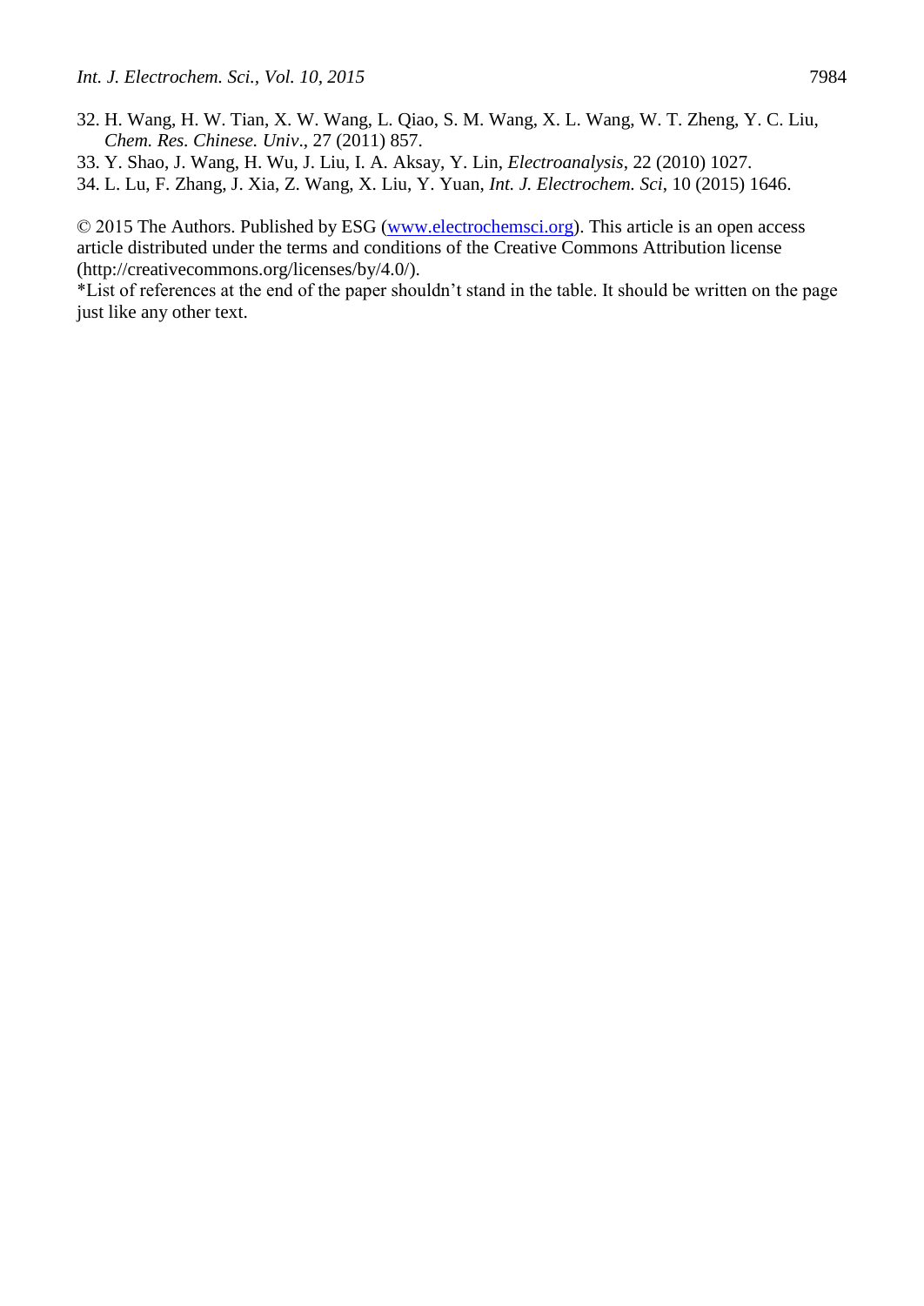32. H. Wang, H. W. Tian, X. W. Wang, L. Qiao, S. M. Wang, X. L. Wang, W. T. Zheng, Y. C. Liu, *Chem. Res. Chinese. Univ*., 27 (2011) 857.
33. Y. Shao, J. Wang, H. Wu, J. Liu, I. A. Aksay, Y. Lin, *Electroanalysis*, 22 (2010) 1027.
34. L. Lu, F. Zhang, J. Xia, Z. Wang, X. Liu, Y. Yuan, *Int. J. Electrochem. Sci*, 10 (2015) 1646.

© 2015 The Authors. Published by ESG (www.electrochemsci.org). This article is an open access article distributed under the terms and conditions of the Creative Commons Attribution license (http://creativecommons.org/licenses/by/4.0/).

*List of references at the end of the paper shouldn't stand in the table. It should be written on the page just like any other text.